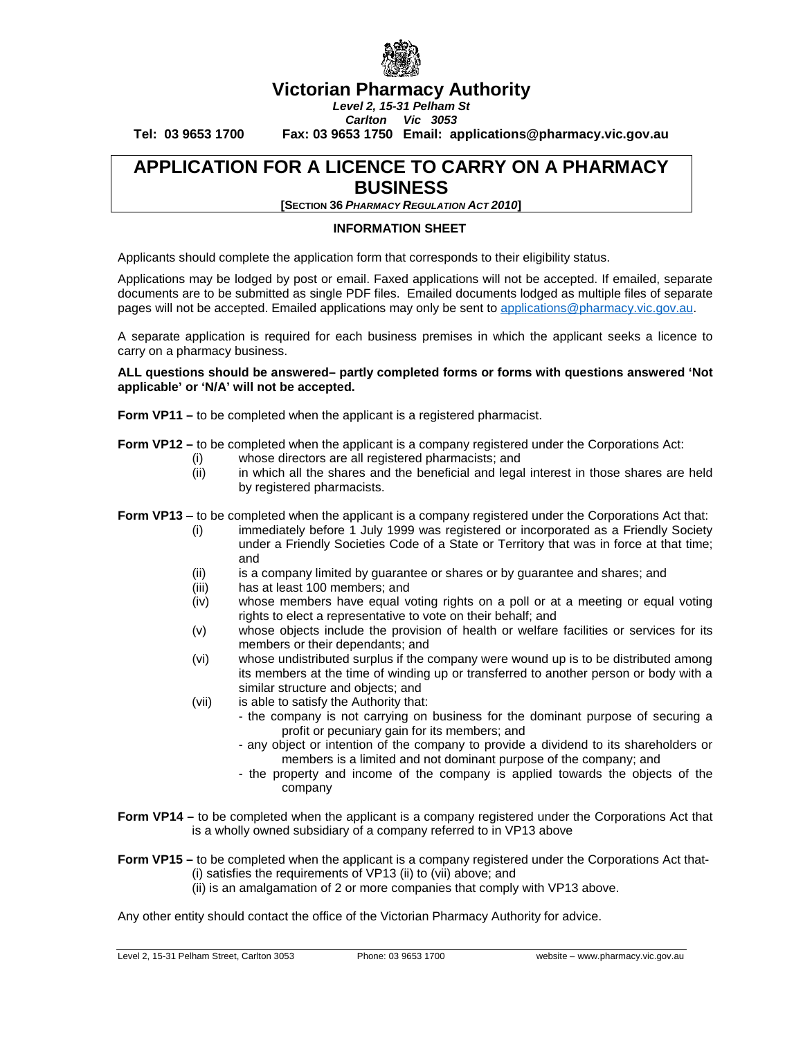# Victorian Pharmacy Authority

***Level 2, 15-31 Pelham St***
***Carlton Vic 3053***

**Tel: 03 9653 1700 Fax: 03 9653 1750 Email: applications@pharmacy.vic.gov.au**

## APPLICATION FOR A LICENCE TO CARRY ON A PHARMACY BUSINESS

**[SECTION 36 *PHARMACY REGULATION ACT 2010*]**

### INFORMATION SHEET

Applicants should complete the application form that corresponds to their eligibility status.

Applications may be lodged by post or email. Faxed applications will not be accepted. If emailed, separate documents are to be submitted as single PDF files. Emailed documents lodged as multiple files of separate pages will not be accepted. Emailed applications may only be sent to applications@pharmacy.vic.gov.au.

A separate application is required for each business premises in which the applicant seeks a licence to carry on a pharmacy business.

**ALL questions should be answered– partly completed forms or forms with questions answered 'Not applicable' or 'N/A' will not be accepted.**

**Form VP11 –** to be completed when the applicant is a registered pharmacist.

**Form VP12 –** to be completed when the applicant is a company registered under the Corporations Act:

- (i) whose directors are all registered pharmacists; and
- (ii) in which all the shares and the beneficial and legal interest in those shares are held by registered pharmacists.

**Form VP13** – to be completed when the applicant is a company registered under the Corporations Act that:

- (i) immediately before 1 July 1999 was registered or incorporated as a Friendly Society under a Friendly Societies Code of a State or Territory that was in force at that time; and
- (ii) is a company limited by guarantee or shares or by guarantee and shares; and
- (iii) has at least 100 members; and
- (iv) whose members have equal voting rights on a poll or at a meeting or equal voting rights to elect a representative to vote on their behalf; and
- (v) whose objects include the provision of health or welfare facilities or services for its members or their dependants; and
- (vi) whose undistributed surplus if the company were wound up is to be distributed among its members at the time of winding up or transferred to another person or body with a similar structure and objects; and
- (vii) is able to satisfy the Authority that:
  - the company is not carrying on business for the dominant purpose of securing a profit or pecuniary gain for its members; and
  - any object or intention of the company to provide a dividend to its shareholders or members is a limited and not dominant purpose of the company; and
  - the property and income of the company is applied towards the objects of the company

**Form VP14 –** to be completed when the applicant is a company registered under the Corporations Act that is a wholly owned subsidiary of a company referred to in VP13 above

**Form VP15 –** to be completed when the applicant is a company registered under the Corporations Act that-

(i) satisfies the requirements of VP13 (ii) to (vii) above; and
(ii) is an amalgamation of 2 or more companies that comply with VP13 above.

Any other entity should contact the office of the Victorian Pharmacy Authority for advice.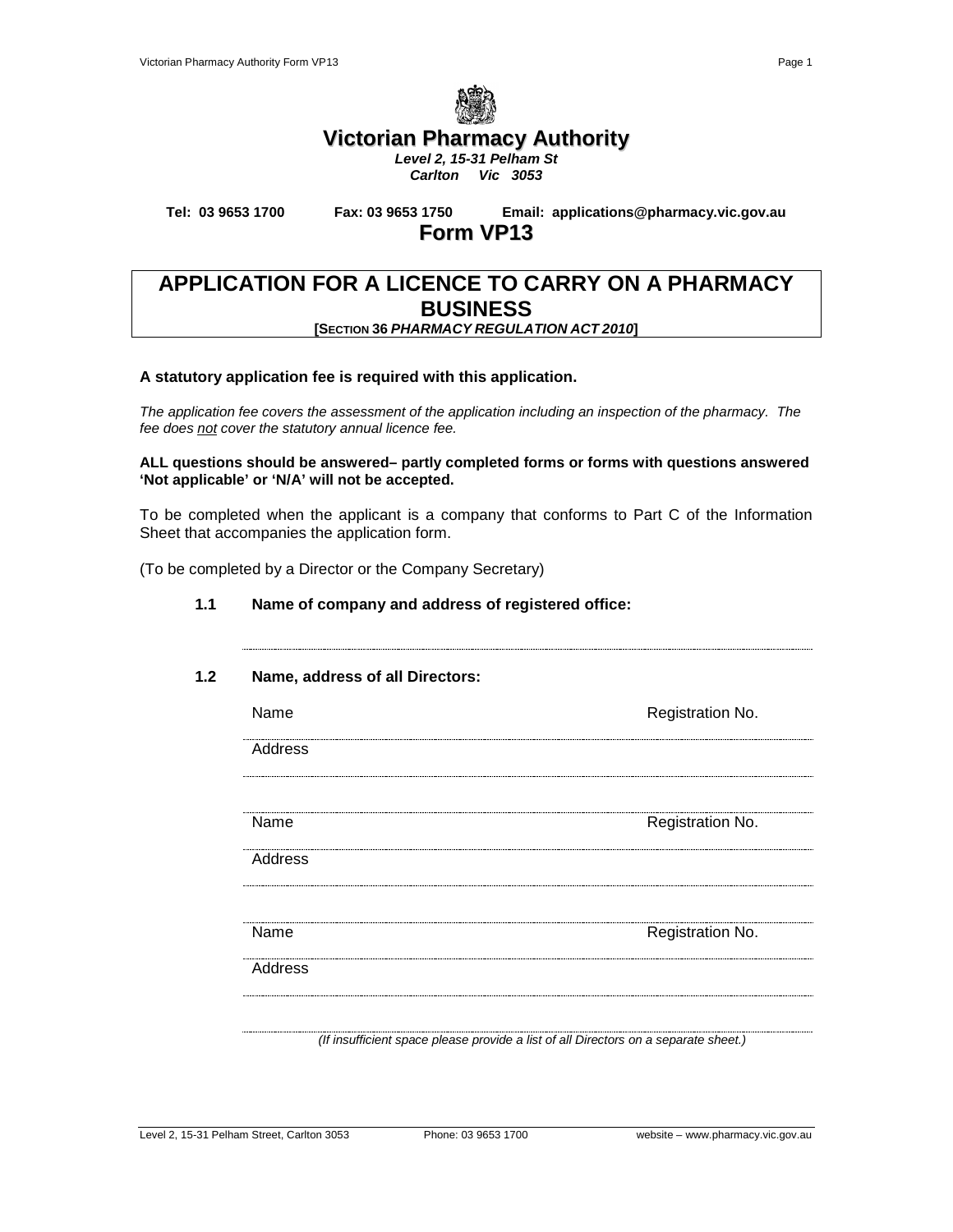# Victorian Pharmacy Authority

***Level 2, 15-31 Pelham St***
***Carlton Vic 3053***

**Tel: 03 9653 1700 Fax: 03 9653 1750 Email: applications@pharmacy.vic.gov.au**

## Form VP13

## APPLICATION FOR A LICENCE TO CARRY ON A PHARMACY BUSINESS

**[SECTION 36 *PHARMACY REGULATION ACT 2010*]**

**A statutory application fee is required with this application.**

*The application fee covers the assessment of the application including an inspection of the pharmacy. The fee does not cover the statutory annual licence fee.*

**ALL questions should be answered– partly completed forms or forms with questions answered 'Not applicable' or 'N/A' will not be accepted.**

To be completed when the applicant is a company that conforms to Part C of the Information Sheet that accompanies the application form.

(To be completed by a Director or the Company Secretary)

**1.1 Name of company and address of registered office:**

..............................................................................................................................

**1.2 Name, address of all Directors:**

Name ................................................................ Registration No. ....................

Address ..............................................................................................................

..............................................................................................................................

Name ................................................................ Registration No. ....................

Address ..............................................................................................................

..............................................................................................................................

Name ................................................................ Registration No. ....................

Address ..............................................................................................................

..............................................................................................................................

*(If insufficient space please provide a list of all Directors on a separate sheet.)*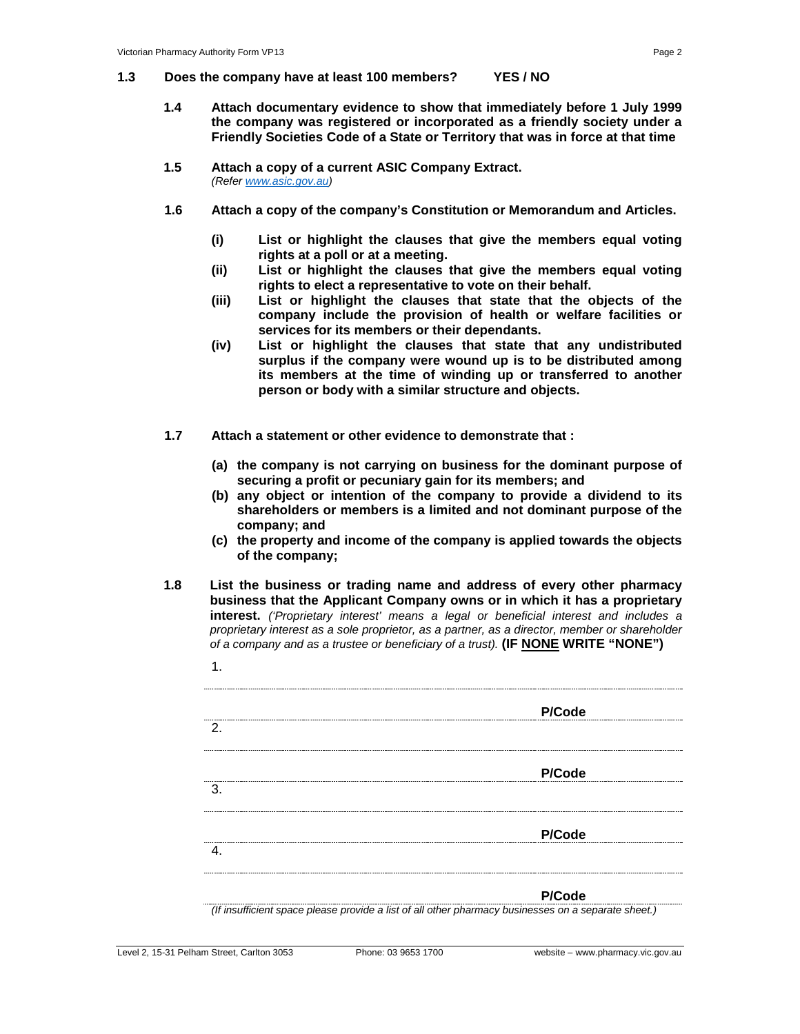**1.3 Does the company have at least 100 members? YES / NO**

**1.4 Attach documentary evidence to show that immediately before 1 July 1999 the company was registered or incorporated as a friendly society under a Friendly Societies Code of a State or Territory that was in force at that time**

**1.5 Attach a copy of a current ASIC Company Extract.**
*(Refer www.asic.gov.au)*

**1.6 Attach a copy of the company's Constitution or Memorandum and Articles.**

- **(i) List or highlight the clauses that give the members equal voting rights at a poll or at a meeting.**
- **(ii) List or highlight the clauses that give the members equal voting rights to elect a representative to vote on their behalf.**
- **(iii) List or highlight the clauses that state that the objects of the company include the provision of health or welfare facilities or services for its members or their dependants.**
- **(iv) List or highlight the clauses that state that any undistributed surplus if the company were wound up is to be distributed among its members at the time of winding up or transferred to another person or body with a similar structure and objects.**

**1.7 Attach a statement or other evidence to demonstrate that :**

- **(a) the company is not carrying on business for the dominant purpose of securing a profit or pecuniary gain for its members; and**
- **(b) any object or intention of the company to provide a dividend to its shareholders or members is a limited and not dominant purpose of the company; and**
- **(c) the property and income of the company is applied towards the objects of the company;**

**1.8 List the business or trading name and address of every other pharmacy business that the Applicant Company owns or in which it has a proprietary interest.** *('Proprietary interest' means a legal or beneficial interest and includes a proprietary interest as a sole proprietor, as a partner, as a director, member or shareholder of a company and as a trustee or beneficiary of a trust).* **(IF NONE WRITE "NONE")**

1. ..................................................................................................

.................................................................................................. **P/Code** ..........

2. ..................................................................................................

.................................................................................................. **P/Code** ..........

3. ..................................................................................................

.................................................................................................. **P/Code** ..........

4. ..................................................................................................

.................................................................................................. **P/Code** ..........

*(If insufficient space please provide a list of all other pharmacy businesses on a separate sheet.)*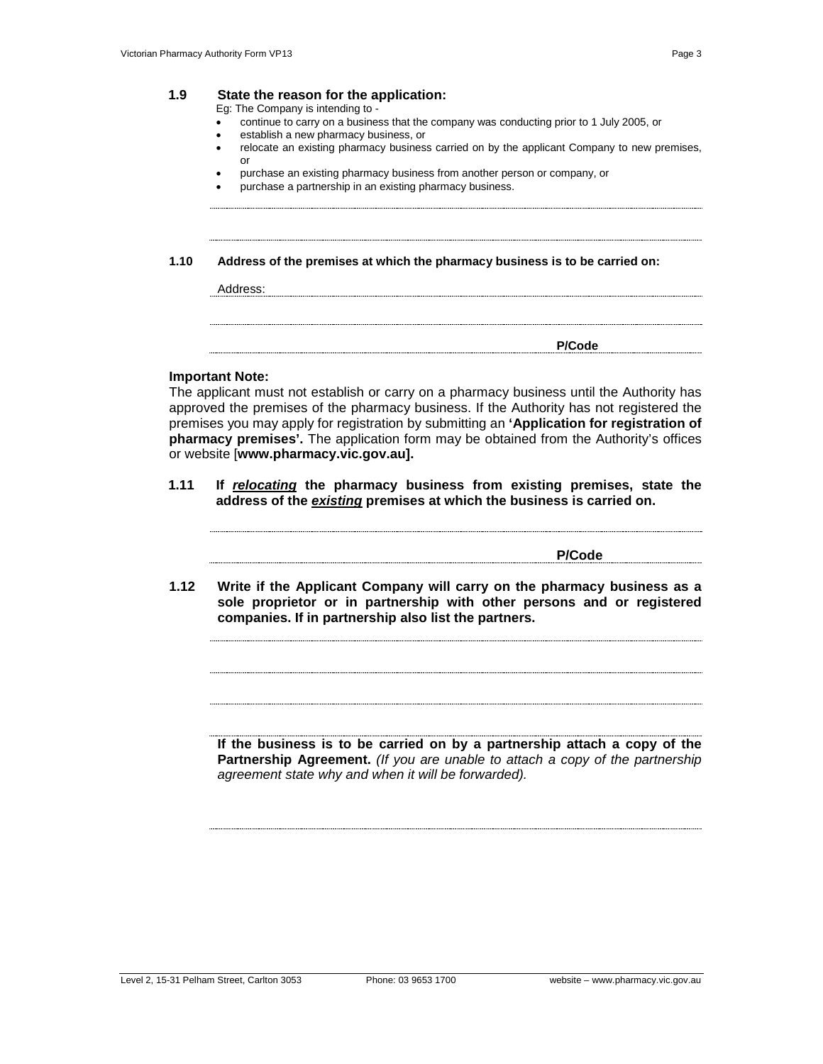**1.9 State the reason for the application:**

Eg: The Company is intending to -

- continue to carry on a business that the company was conducting prior to 1 July 2005, or
- establish a new pharmacy business, or
- relocate an existing pharmacy business carried on by the applicant Company to new premises, or
- purchase an existing pharmacy business from another person or company, or
- purchase a partnership in an existing pharmacy business.

........................................................................................................................................

........................................................................................................................................

**1.10 Address of the premises at which the pharmacy business is to be carried on:**

Address: ..............................................................................................................................

........................................................................................................................................

........................................................................................................ **P/Code** ...............

**Important Note:**

The applicant must not establish or carry on a pharmacy business until the Authority has approved the premises of the pharmacy business. If the Authority has not registered the premises you may apply for registration by submitting an **'Application for registration of pharmacy premises'.** The application form may be obtained from the Authority's offices or website [**www.pharmacy.vic.gov.au].**

**1.11 If *relocating* the pharmacy business from existing premises, state the address of the *existing* premises at which the business is carried on.**

........................................................................................................................................

........................................................................................................ **P/Code** ...............

**1.12 Write if the Applicant Company will carry on the pharmacy business as a sole proprietor or in partnership with other persons and or registered companies. If in partnership also list the partners.**

........................................................................................................................................

........................................................................................................................................

........................................................................................................................................

........................................................................................................................................

**If the business is to be carried on by a partnership attach a copy of the Partnership Agreement.** *(If you are unable to attach a copy of the partnership agreement state why and when it will be forwarded).*

........................................................................................................................................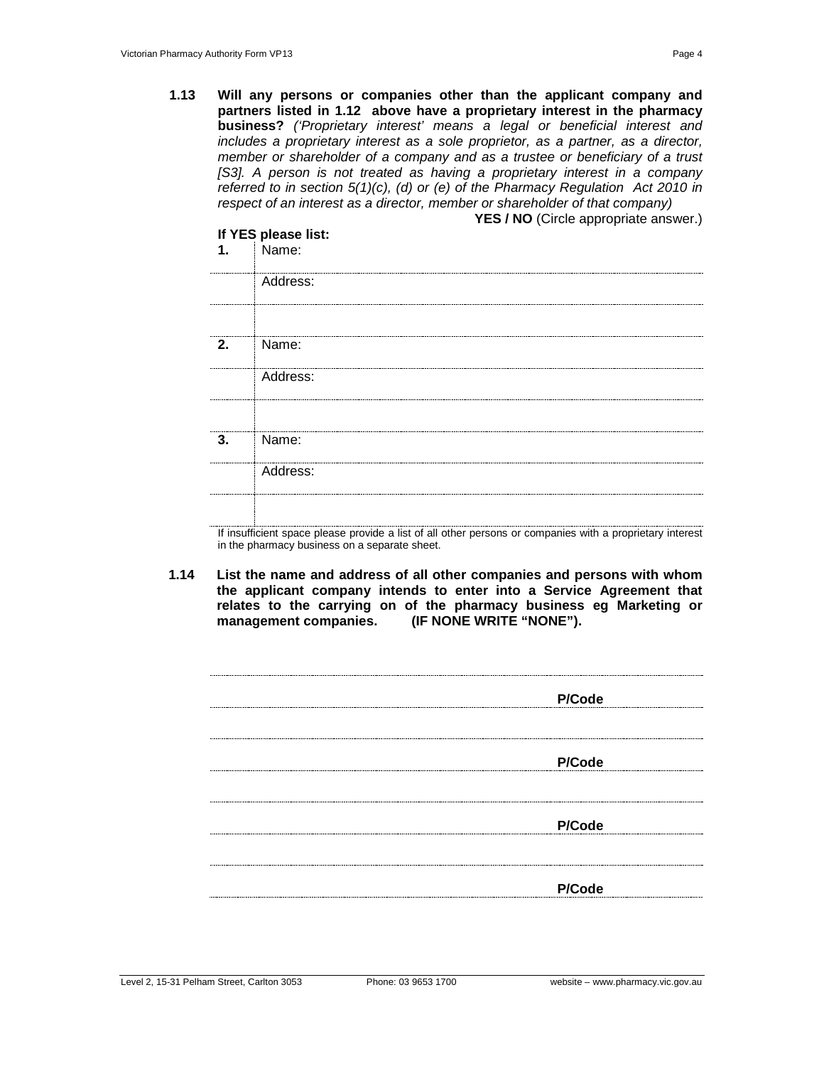**1.13 Will any persons or companies other than the applicant company and partners listed in 1.12 above have a proprietary interest in the pharmacy business?** *('Proprietary interest' means a legal or beneficial interest and includes a proprietary interest as a sole proprietor, as a partner, as a director, member or shareholder of a company and as a trustee or beneficiary of a trust [S3]. A person is not treated as having a proprietary interest in a company referred to in section 5(1)(c), (d) or (e) of the Pharmacy Regulation Act 2010 in respect of an interest as a director, member or shareholder of that company)*

**YES / NO** (Circle appropriate answer.)

**If YES please list:**

| | |
|---|---|
| **1.** | Name: |
| | Address: |
| | |
| **2.** | Name: |
| | Address: |
| | |
| **3.** | Name: |
| | Address: |
| | |

If insufficient space please provide a list of all other persons or companies with a proprietary interest in the pharmacy business on a separate sheet.

**1.14 List the name and address of all other companies and persons with whom the applicant company intends to enter into a Service Agreement that relates to the carrying on of the pharmacy business eg Marketing or management companies. (IF NONE WRITE "NONE").**

......................................................................................................

...................................................................... **P/Code** ..............

......................................................................................................

...................................................................... **P/Code** ..............

......................................................................................................

...................................................................... **P/Code** ..............

......................................................................................................

...................................................................... **P/Code** ..............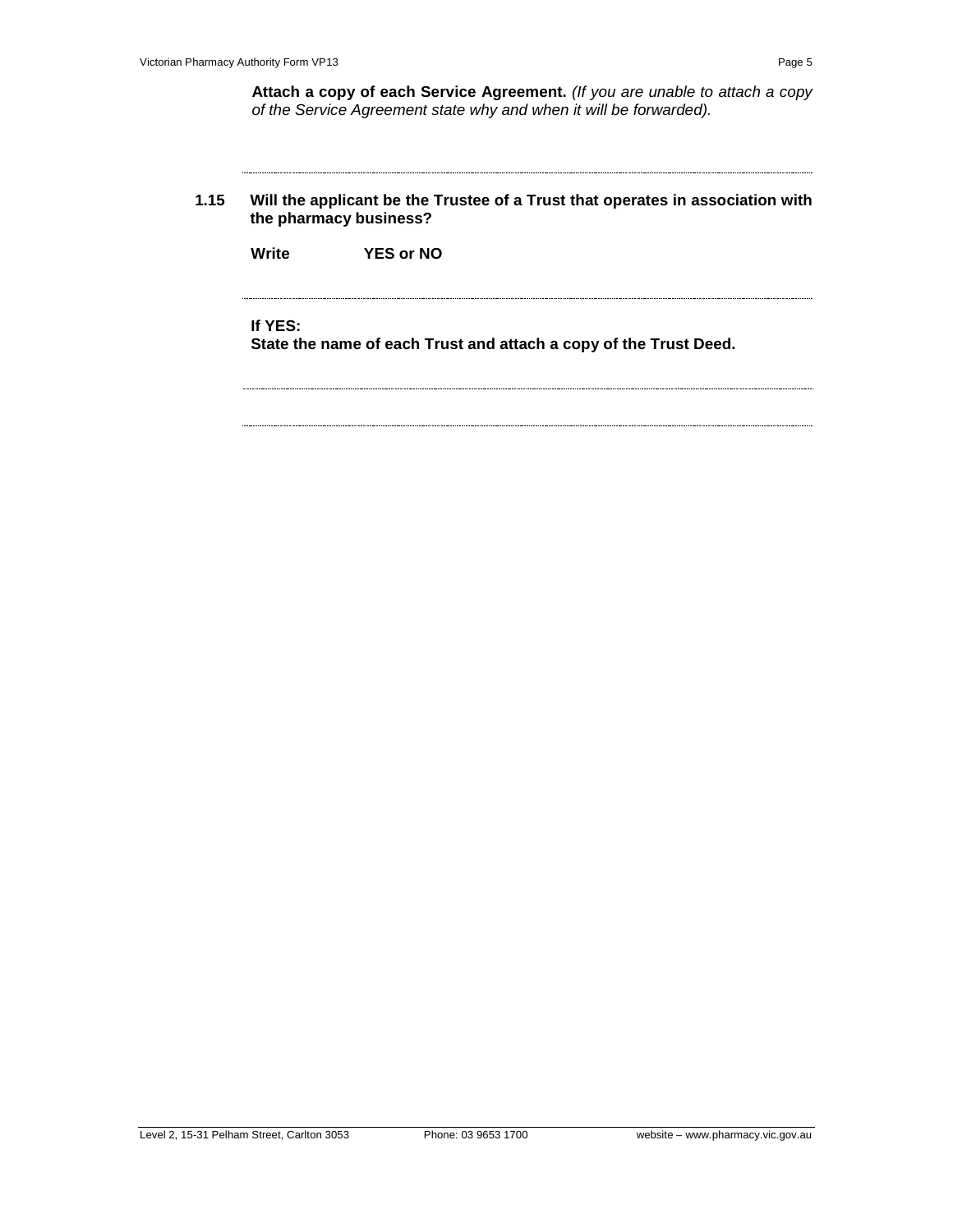**Attach a copy of each Service Agreement.** *(If you are unable to attach a copy of the Service Agreement state why and when it will be forwarded).*

---

**1.15 Will the applicant be the Trustee of a Trust that operates in association with the pharmacy business?**

**Write YES or NO**

---

**If YES:**
**State the name of each Trust and attach a copy of the Trust Deed.**

---

---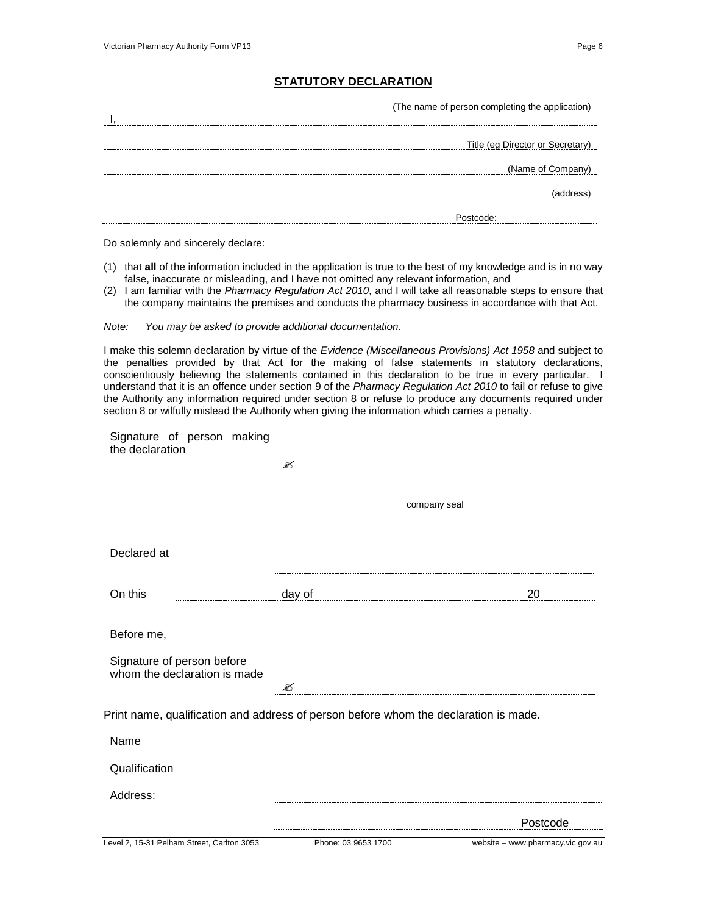## STATUTORY DECLARATION

I, ............................................................ (The name of person completing the application)

............................................................ Title (eg Director or Secretary)

............................................................ (Name of Company)

............................................................ (address)

............................................................ Postcode: ..............

Do solemnly and sincerely declare:

(1) that **all** of the information included in the application is true to the best of my knowledge and is in no way false, inaccurate or misleading, and I have not omitted any relevant information, and
(2) I am familiar with the *Pharmacy Regulation Act 2010*, and I will take all reasonable steps to ensure that the company maintains the premises and conducts the pharmacy business in accordance with that Act.

*Note: You may be asked to provide additional documentation.*

I make this solemn declaration by virtue of the *Evidence (Miscellaneous Provisions) Act 1958* and subject to the penalties provided by that Act for the making of false statements in statutory declarations, conscientiously believing the statements contained in this declaration to be true in every particular. I understand that it is an offence under section 9 of the *Pharmacy Regulation Act 2010* to fail or refuse to give the Authority any information required under section 8 or refuse to produce any documents required under section 8 or wilfully mislead the Authority when giving the information which carries a penalty.

Signature of person making the declaration ✍ ............................................................

company seal

Declared at ............................................................

On this .............. day of .............................. 20 ..........

Before me, ............................................................

Signature of person before whom the declaration is made ✍ ............................................................

Print name, qualification and address of person before whom the declaration is made.

Name ............................................................

Qualification ............................................................

Address: ............................................................

............................................................ Postcode ..............

Level 2, 15-31 Pelham Street, Carlton 3053 Phone: 03 9653 1700 website – www.pharmacy.vic.gov.au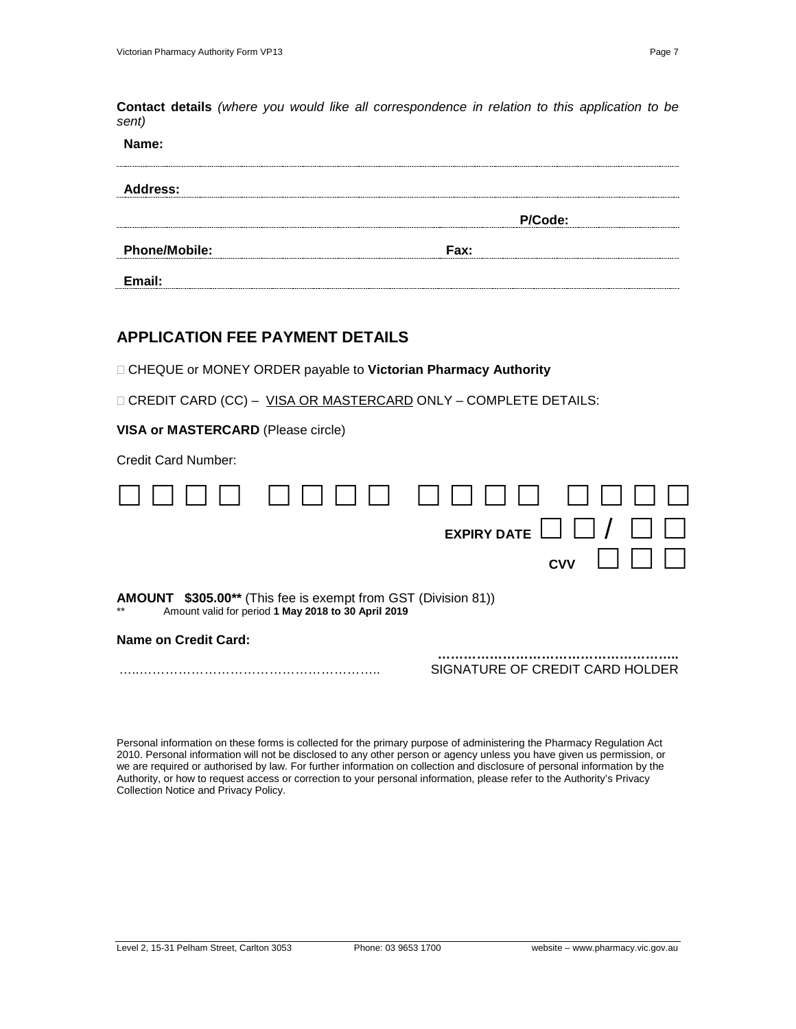**Contact details** *(where you would like all correspondence in relation to this application to be sent)*

**Name:**

**Address:**

**P/Code:**

**Phone/Mobile:** **Fax:**

**Email:**

## APPLICATION FEE PAYMENT DETAILS

☐ CHEQUE or MONEY ORDER payable to **Victorian Pharmacy Authority**

☐ CREDIT CARD (CC) – VISA OR MASTERCARD ONLY – COMPLETE DETAILS:

**VISA or MASTERCARD** (Please circle)

Credit Card Number:

☐☐☐☐ ☐☐☐☐ ☐☐☐☐ ☐☐☐☐

**EXPIRY DATE** ☐☐ / ☐☐

**CVV** ☐☐☐

**AMOUNT $305.00\*\*** (This fee is exempt from GST (Division 81))

\*\* Amount valid for period **1 May 2018 to 30 April 2019**

**Name on Credit Card:**

……………………………………………………… ………………………………………………

SIGNATURE OF CREDIT CARD HOLDER

Personal information on these forms is collected for the primary purpose of administering the Pharmacy Regulation Act 2010. Personal information will not be disclosed to any other person or agency unless you have given us permission, or we are required or authorised by law. For further information on collection and disclosure of personal information by the Authority, or how to request access or correction to your personal information, please refer to the Authority's Privacy Collection Notice and Privacy Policy.